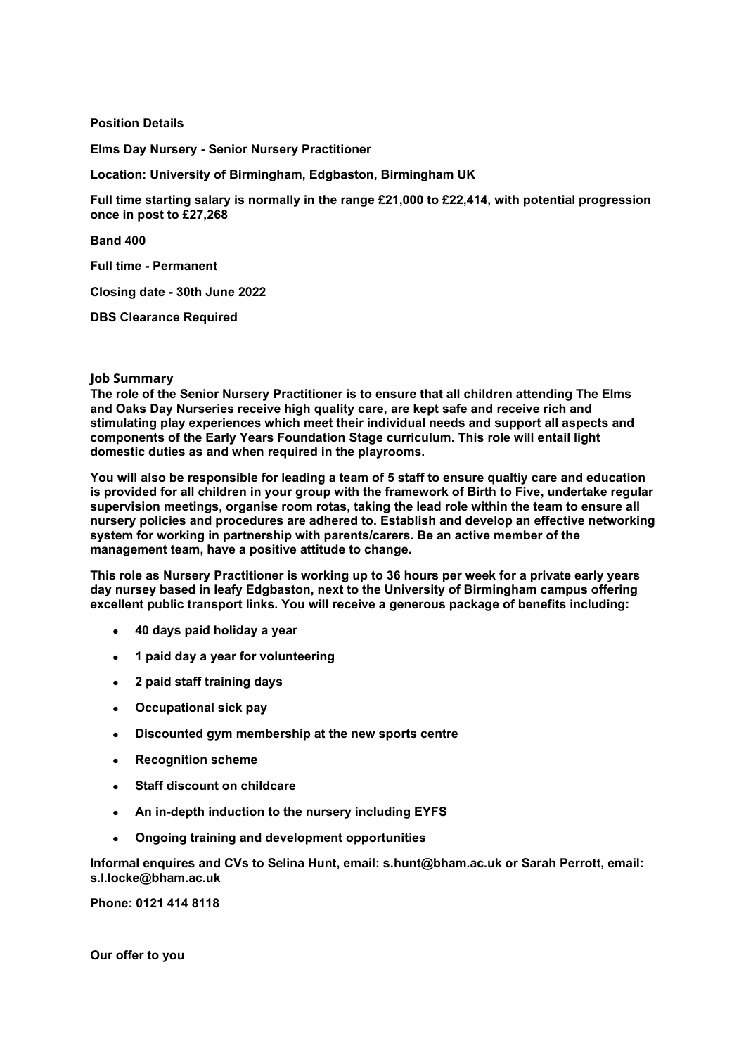**Position Details**

**Elms Day Nursery - Senior Nursery Practitioner**

**Location: University of Birmingham, Edgbaston, Birmingham UK**

**Full time starting salary is normally in the range £21,000 to £22,414, with potential progression once in post to £27,268**

**Band 400**

**Full time - Permanent**

**Closing date - 30th June 2022**

**DBS Clearance Required**

## Job Summary

**The role of the Senior Nursery Practitioner is to ensure that all children attending The Elms and Oaks Day Nurseries receive high quality care, are kept safe and receive rich and stimulating play experiences which meet their individual needs and support all aspects and components of the Early Years Foundation Stage curriculum. This role will entail light domestic duties as and when required in the playrooms.**

**You will also be responsible for leading a team of 5 staff to ensure qualtiy care and education is provided for all children in your group with the framework of Birth to Five, undertake regular supervision meetings, organise room rotas, taking the lead role within the team to ensure all nursery policies and procedures are adhered to. Establish and develop an effective networking system for working in partnership with parents/carers. Be an active member of the management team, have a positive attitude to change.**

**This role as Nursery Practitioner is working up to 36 hours per week for a private early years day nursey based in leafy Edgbaston, next to the University of Birmingham campus offering excellent public transport links. You will receive a generous package of benefits including:**

- **40 days paid holiday a year**
- **1 paid day a year for volunteering**
- **2 paid staff training days**
- **Occupational sick pay**
- **Discounted gym membership at the new sports centre**
- **Recognition scheme**
- **Staff discount on childcare**
- **An in-depth induction to the nursery including EYFS**
- **Ongoing training and development opportunities**

**Informal enquires and CVs to Selina Hunt, email: s.hunt@bham.ac.uk or Sarah Perrott, email: s.l.locke@bham.ac.uk**

**Phone: 0121 414 8118**

**Our offer to you**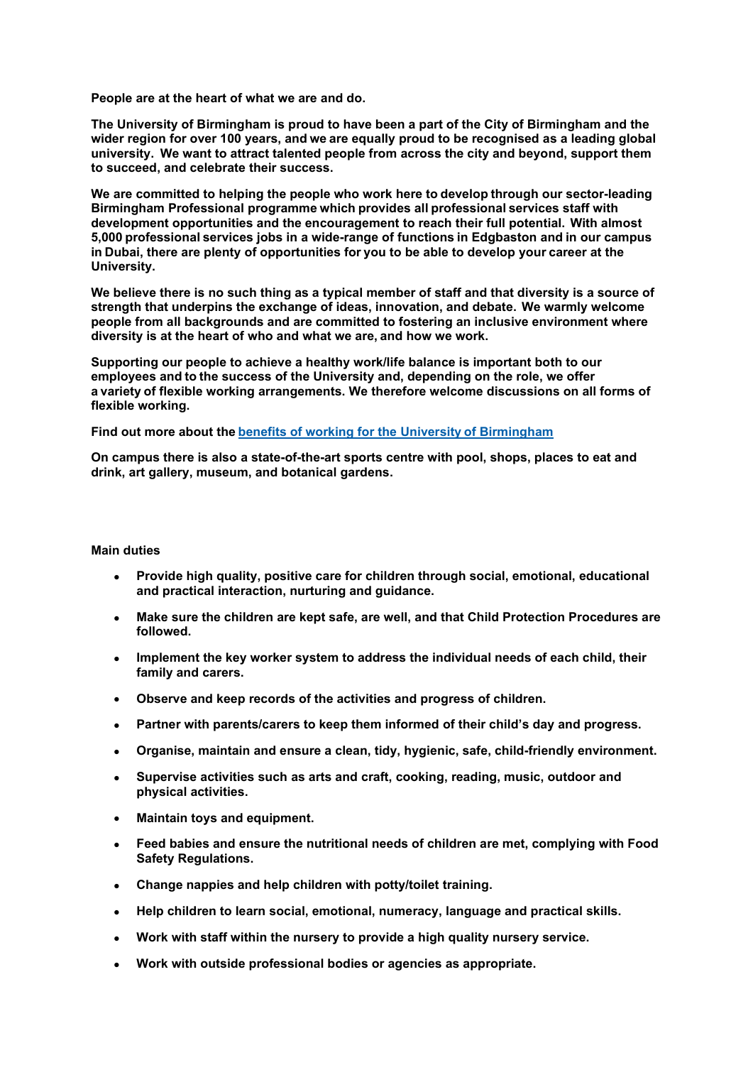**People are at the heart of what we are and do.**

**The University of Birmingham is proud to have been a part of the City of Birmingham and the wider region for over 100 years, and we are equally proud to be recognised as a leading global university. We want to attract talented people from across the city and beyond, support them to succeed, and celebrate their success.**

**We are committed to helping the people who work here to develop through our sector-leading Birmingham Professional programme which provides all professional services staff with development opportunities and the encouragement to reach their full potential. With almost 5,000 professional services jobs in a wide-range of functions in Edgbaston and in our campus in Dubai, there are plenty of opportunities for you to be able to develop your career at the University.**

**We believe there is no such thing as a typical member of staff and that diversity is a source of strength that underpins the exchange of ideas, innovation, and debate. We warmly welcome people from all backgrounds and are committed to fostering an inclusive environment where diversity is at the heart of who and what we are, and how we work.**

**Supporting our people to achieve a healthy work/life balance is important both to our employees and to the success of the University and, depending on the role, we offer a variety of flexible working arrangements. We therefore welcome discussions on all forms of flexible working.**

**Find out more about the [benefits of working for the University of Birmingham]**

**On campus there is also a state-of-the-art sports centre with pool, shops, places to eat and drink, art gallery, museum, and botanical gardens.**

**Main duties**

- **Provide high quality, positive care for children through social, emotional, educational and practical interaction, nurturing and guidance.**
- **Make sure the children are kept safe, are well, and that Child Protection Procedures are followed.**
- **Implement the key worker system to address the individual needs of each child, their family and carers.**
- **Observe and keep records of the activities and progress of children.**
- **Partner with parents/carers to keep them informed of their child's day and progress.**
- **Organise, maintain and ensure a clean, tidy, hygienic, safe, child-friendly environment.**
- **Supervise activities such as arts and craft, cooking, reading, music, outdoor and physical activities.**
- **Maintain toys and equipment.**
- **Feed babies and ensure the nutritional needs of children are met, complying with Food Safety Regulations.**
- **Change nappies and help children with potty/toilet training.**
- **Help children to learn social, emotional, numeracy, language and practical skills.**
- **Work with staff within the nursery to provide a high quality nursery service.**
- **Work with outside professional bodies or agencies as appropriate.**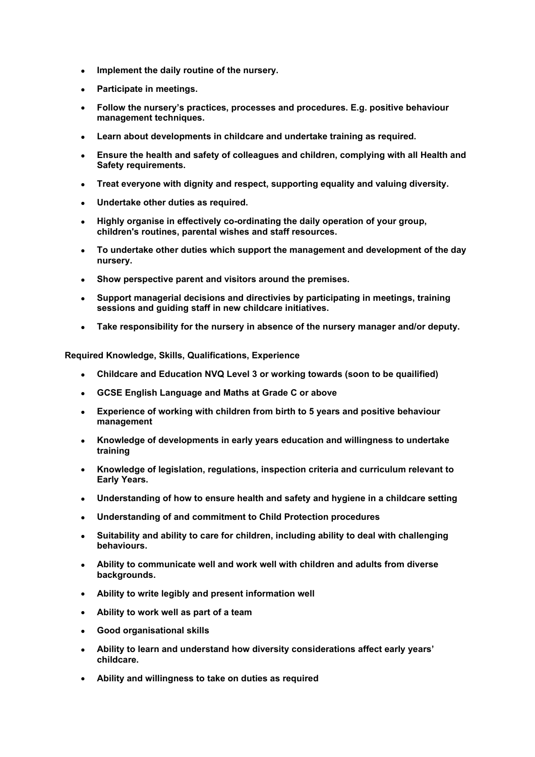- **Implement the daily routine of the nursery.**
- **Participate in meetings.**
- **Follow the nursery's practices, processes and procedures. E.g. positive behaviour management techniques.**
- **Learn about developments in childcare and undertake training as required.**
- **Ensure the health and safety of colleagues and children, complying with all Health and Safety requirements.**
- **Treat everyone with dignity and respect, supporting equality and valuing diversity.**
- **Undertake other duties as required.**
- **Highly organise in effectively co-ordinating the daily operation of your group, children's routines, parental wishes and staff resources.**
- **To undertake other duties which support the management and development of the day nursery.**
- **Show perspective parent and visitors around the premises.**
- **Support managerial decisions and directivies by participating in meetings, training sessions and guiding staff in new childcare initiatives.**
- **Take responsibility for the nursery in absence of the nursery manager and/or deputy.**

**Required Knowledge, Skills, Qualifications, Experience**

- **Childcare and Education NVQ Level 3 or working towards (soon to be quailified)**
- **GCSE English Language and Maths at Grade C or above**
- **Experience of working with children from birth to 5 years and positive behaviour management**
- **Knowledge of developments in early years education and willingness to undertake training**
- **Knowledge of legislation, regulations, inspection criteria and curriculum relevant to Early Years.**
- **Understanding of how to ensure health and safety and hygiene in a childcare setting**
- **Understanding of and commitment to Child Protection procedures**
- **Suitability and ability to care for children, including ability to deal with challenging behaviours.**
- **Ability to communicate well and work well with children and adults from diverse backgrounds.**
- **Ability to write legibly and present information well**
- **Ability to work well as part of a team**
- **Good organisational skills**
- **Ability to learn and understand how diversity considerations affect early years' childcare.**
- **Ability and willingness to take on duties as required**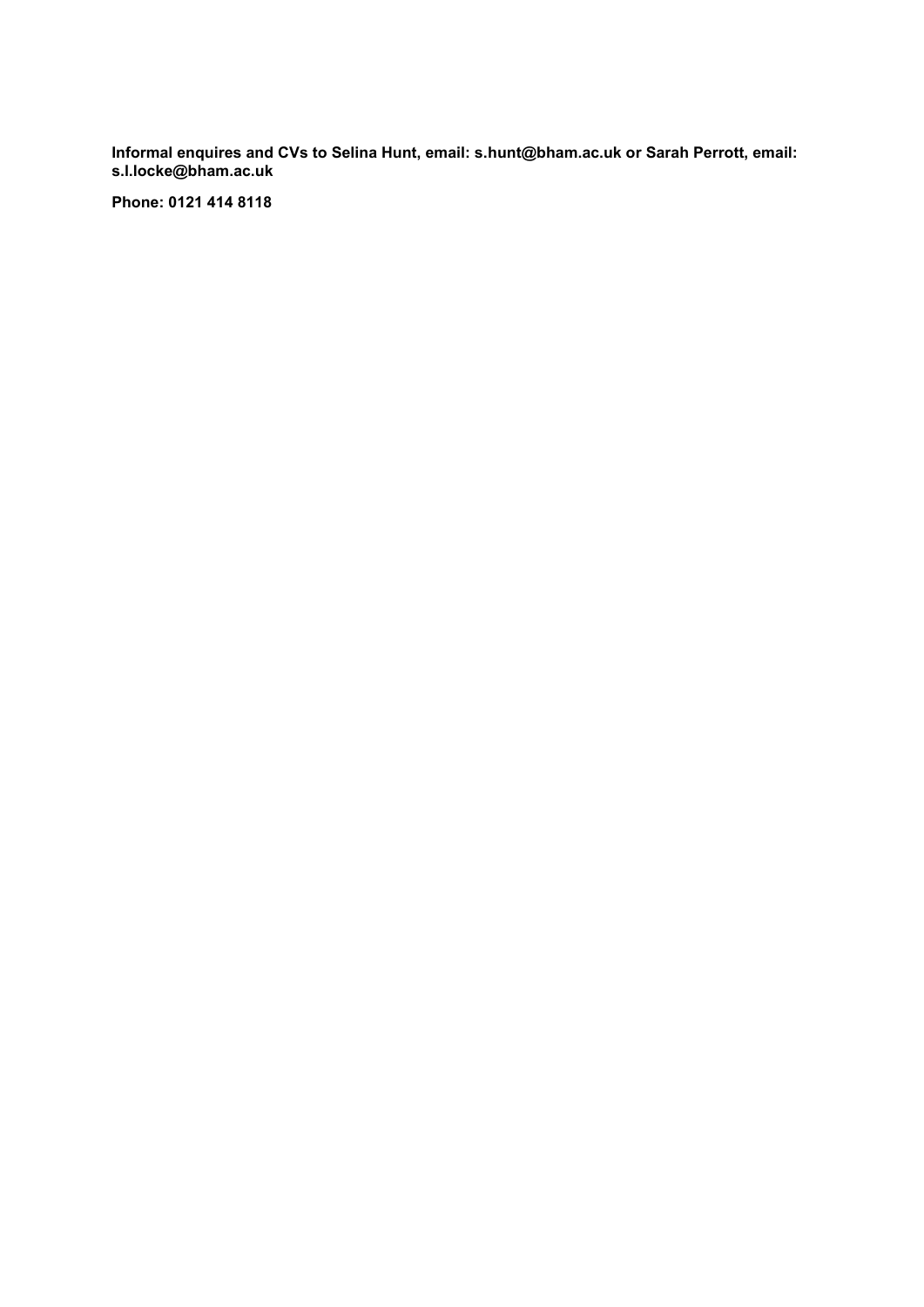**Informal enquires and CVs to Selina Hunt, email: s.hunt@bham.ac.uk or Sarah Perrott, email: s.l.locke@bham.ac.uk**

**Phone: 0121 414 8118**